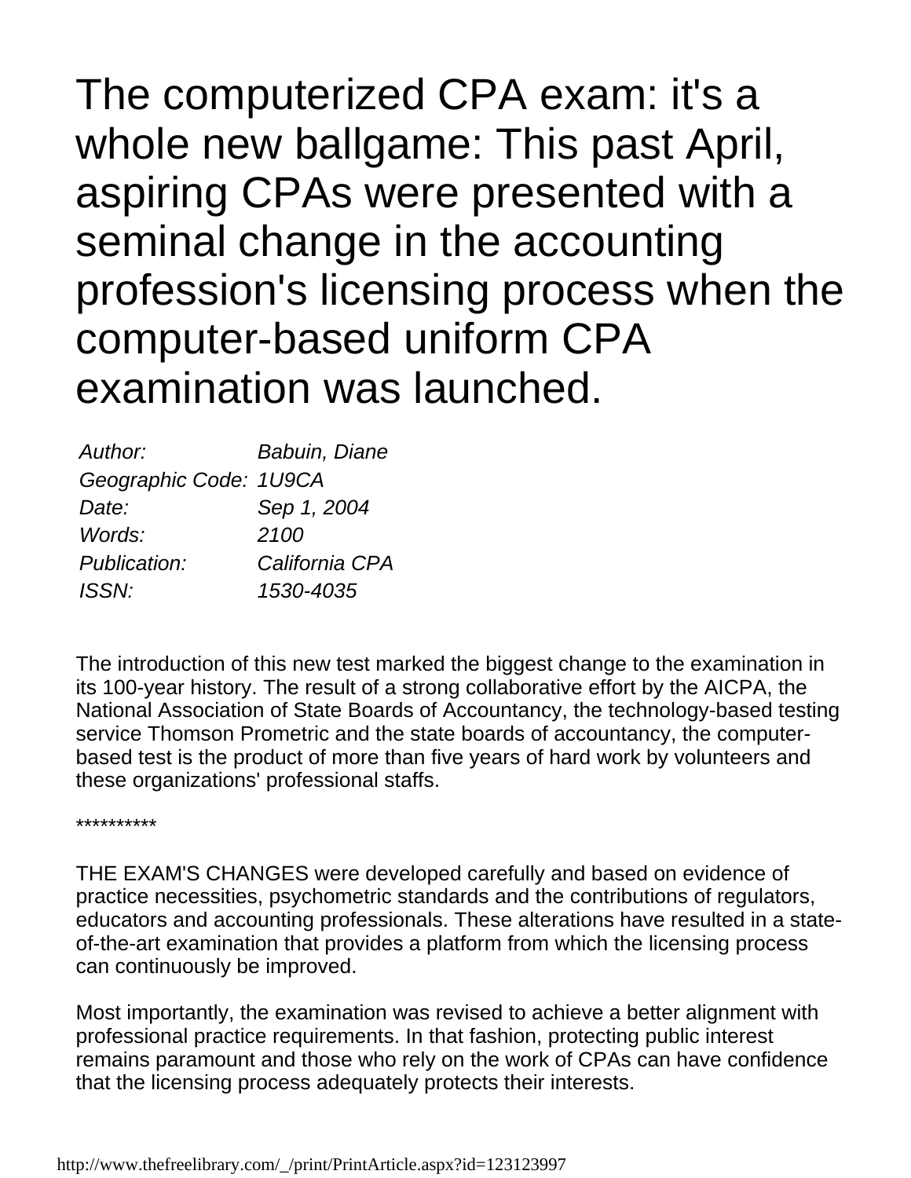# The computerized CPA exam: it's a whole new ballgame: This past April, aspiring CPAs were presented with a seminal change in the accounting profession's licensing process when the computer-based uniform CPA examination was launched.

| | |
|---|---|
| *Author:* | *Babuin, Diane* |
| *Geographic Code:* | *1U9CA* |
| *Date:* | *Sep 1, 2004* |
| *Words:* | *2100* |
| *Publication:* | *California CPA* |
| *ISSN:* | *1530-4035* |

The introduction of this new test marked the biggest change to the examination in its 100-year history. The result of a strong collaborative effort by the AICPA, the National Association of State Boards of Accountancy, the technology-based testing service Thomson Prometric and the state boards of accountancy, the computer-based test is the product of more than five years of hard work by volunteers and these organizations' professional staffs.

**********

THE EXAM'S CHANGES were developed carefully and based on evidence of practice necessities, psychometric standards and the contributions of regulators, educators and accounting professionals. These alterations have resulted in a state-of-the-art examination that provides a platform from which the licensing process can continuously be improved.

Most importantly, the examination was revised to achieve a better alignment with professional practice requirements. In that fashion, protecting public interest remains paramount and those who rely on the work of CPAs can have confidence that the licensing process adequately protects their interests.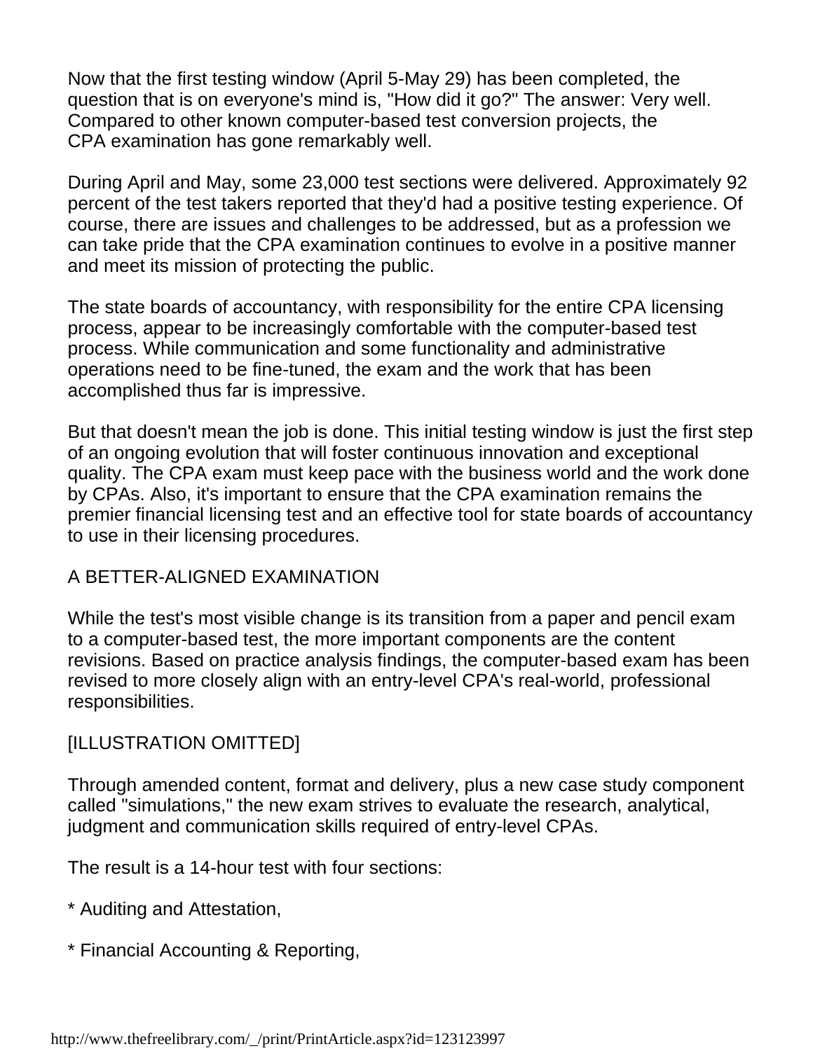Now that the first testing window (April 5-May 29) has been completed, the question that is on everyone's mind is, "How did it go?" The answer: Very well. Compared to other known computer-based test conversion projects, the CPA examination has gone remarkably well.

During April and May, some 23,000 test sections were delivered. Approximately 92 percent of the test takers reported that they'd had a positive testing experience. Of course, there are issues and challenges to be addressed, but as a profession we can take pride that the CPA examination continues to evolve in a positive manner and meet its mission of protecting the public.

The state boards of accountancy, with responsibility for the entire CPA licensing process, appear to be increasingly comfortable with the computer-based test process. While communication and some functionality and administrative operations need to be fine-tuned, the exam and the work that has been accomplished thus far is impressive.

But that doesn't mean the job is done. This initial testing window is just the first step of an ongoing evolution that will foster continuous innovation and exceptional quality. The CPA exam must keep pace with the business world and the work done by CPAs. Also, it's important to ensure that the CPA examination remains the premier financial licensing test and an effective tool for state boards of accountancy to use in their licensing procedures.

## A BETTER-ALIGNED EXAMINATION

While the test's most visible change is its transition from a paper and pencil exam to a computer-based test, the more important components are the content revisions. Based on practice analysis findings, the computer-based exam has been revised to more closely align with an entry-level CPA's real-world, professional responsibilities.

[ILLUSTRATION OMITTED]

Through amended content, format and delivery, plus a new case study component called "simulations," the new exam strives to evaluate the research, analytical, judgment and communication skills required of entry-level CPAs.

The result is a 14-hour test with four sections:

* Auditing and Attestation,

* Financial Accounting & Reporting,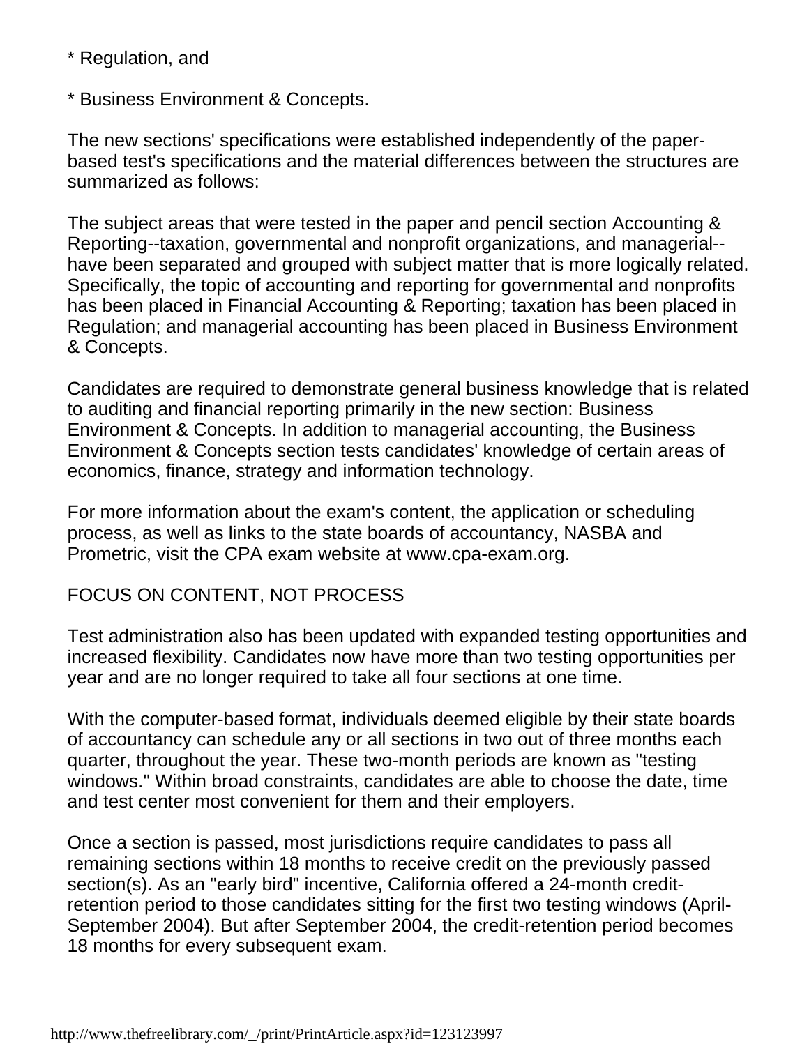* Regulation, and

* Business Environment & Concepts.

The new sections' specifications were established independently of the paper-based test's specifications and the material differences between the structures are summarized as follows:

The subject areas that were tested in the paper and pencil section Accounting & Reporting--taxation, governmental and nonprofit organizations, and managerial--have been separated and grouped with subject matter that is more logically related. Specifically, the topic of accounting and reporting for governmental and nonprofits has been placed in Financial Accounting & Reporting; taxation has been placed in Regulation; and managerial accounting has been placed in Business Environment & Concepts.

Candidates are required to demonstrate general business knowledge that is related to auditing and financial reporting primarily in the new section: Business Environment & Concepts. In addition to managerial accounting, the Business Environment & Concepts section tests candidates' knowledge of certain areas of economics, finance, strategy and information technology.

For more information about the exam's content, the application or scheduling process, as well as links to the state boards of accountancy, NASBA and Prometric, visit the CPA exam website at www.cpa-exam.org.

FOCUS ON CONTENT, NOT PROCESS

Test administration also has been updated with expanded testing opportunities and increased flexibility. Candidates now have more than two testing opportunities per year and are no longer required to take all four sections at one time.

With the computer-based format, individuals deemed eligible by their state boards of accountancy can schedule any or all sections in two out of three months each quarter, throughout the year. These two-month periods are known as "testing windows." Within broad constraints, candidates are able to choose the date, time and test center most convenient for them and their employers.

Once a section is passed, most jurisdictions require candidates to pass all remaining sections within 18 months to receive credit on the previously passed section(s). As an "early bird" incentive, California offered a 24-month credit-retention period to those candidates sitting for the first two testing windows (April-September 2004). But after September 2004, the credit-retention period becomes 18 months for every subsequent exam.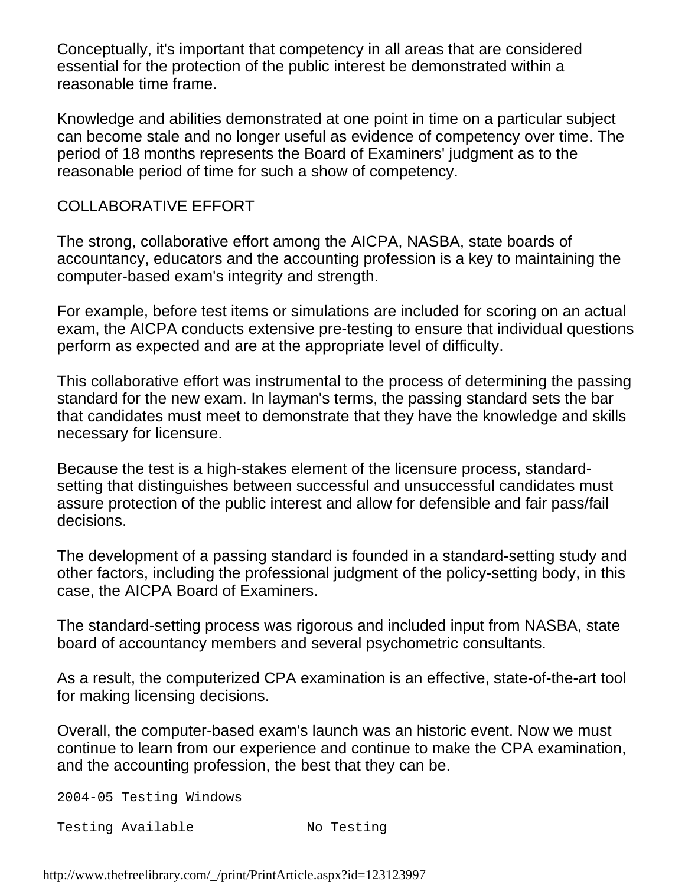Conceptually, it's important that competency in all areas that are considered essential for the protection of the public interest be demonstrated within a reasonable time frame.

Knowledge and abilities demonstrated at one point in time on a particular subject can become stale and no longer useful as evidence of competency over time. The period of 18 months represents the Board of Examiners' judgment as to the reasonable period of time for such a show of competency.

COLLABORATIVE EFFORT

The strong, collaborative effort among the AICPA, NASBA, state boards of accountancy, educators and the accounting profession is a key to maintaining the computer-based exam's integrity and strength.

For example, before test items or simulations are included for scoring on an actual exam, the AICPA conducts extensive pre-testing to ensure that individual questions perform as expected and are at the appropriate level of difficulty.

This collaborative effort was instrumental to the process of determining the passing standard for the new exam. In layman's terms, the passing standard sets the bar that candidates must meet to demonstrate that they have the knowledge and skills necessary for licensure.

Because the test is a high-stakes element of the licensure process, standard-setting that distinguishes between successful and unsuccessful candidates must assure protection of the public interest and allow for defensible and fair pass/fail decisions.

The development of a passing standard is founded in a standard-setting study and other factors, including the professional judgment of the policy-setting body, in this case, the AICPA Board of Examiners.

The standard-setting process was rigorous and included input from NASBA, state board of accountancy members and several psychometric consultants.

As a result, the computerized CPA examination is an effective, state-of-the-art tool for making licensing decisions.

Overall, the computer-based exam's launch was an historic event. Now we must continue to learn from our experience and continue to make the CPA examination, and the accounting profession, the best that they can be.

```
2004-05 Testing Windows

Testing Available             No Testing
```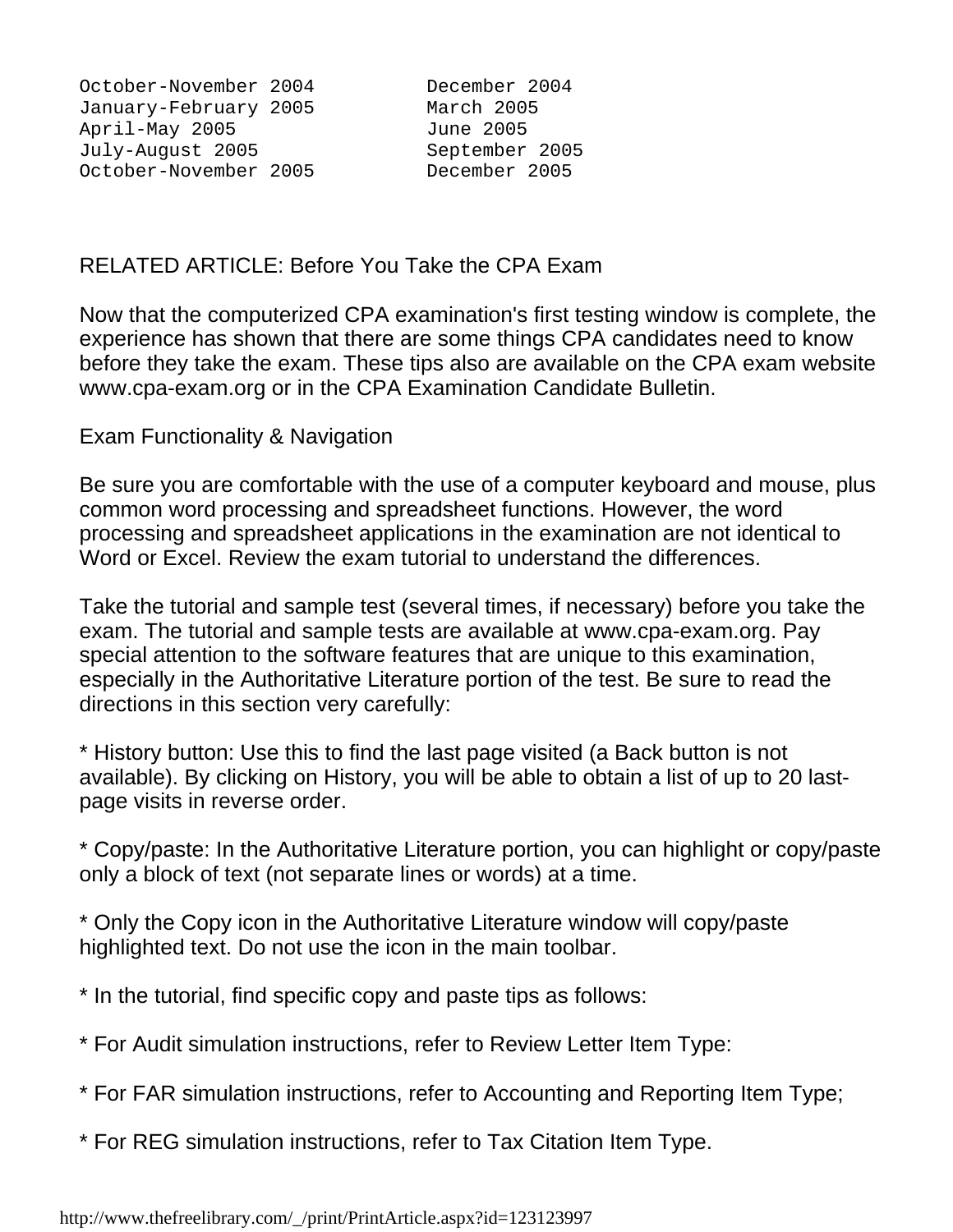| | |
|---|---|
| October-November 2004 | December 2004 |
| January-February 2005 | March 2005 |
| April-May 2005 | June 2005 |
| July-August 2005 | September 2005 |
| October-November 2005 | December 2005 |

RELATED ARTICLE: Before You Take the CPA Exam

Now that the computerized CPA examination's first testing window is complete, the experience has shown that there are some things CPA candidates need to know before they take the exam. These tips also are available on the CPA exam website www.cpa-exam.org or in the CPA Examination Candidate Bulletin.

Exam Functionality & Navigation

Be sure you are comfortable with the use of a computer keyboard and mouse, plus common word processing and spreadsheet functions. However, the word processing and spreadsheet applications in the examination are not identical to Word or Excel. Review the exam tutorial to understand the differences.

Take the tutorial and sample test (several times, if necessary) before you take the exam. The tutorial and sample tests are available at www.cpa-exam.org. Pay special attention to the software features that are unique to this examination, especially in the Authoritative Literature portion of the test. Be sure to read the directions in this section very carefully:

* History button: Use this to find the last page visited (a Back button is not available). By clicking on History, you will be able to obtain a list of up to 20 last-page visits in reverse order.

* Copy/paste: In the Authoritative Literature portion, you can highlight or copy/paste only a block of text (not separate lines or words) at a time.

* Only the Copy icon in the Authoritative Literature window will copy/paste highlighted text. Do not use the icon in the main toolbar.

* In the tutorial, find specific copy and paste tips as follows:

* For Audit simulation instructions, refer to Review Letter Item Type:

* For FAR simulation instructions, refer to Accounting and Reporting Item Type;

* For REG simulation instructions, refer to Tax Citation Item Type.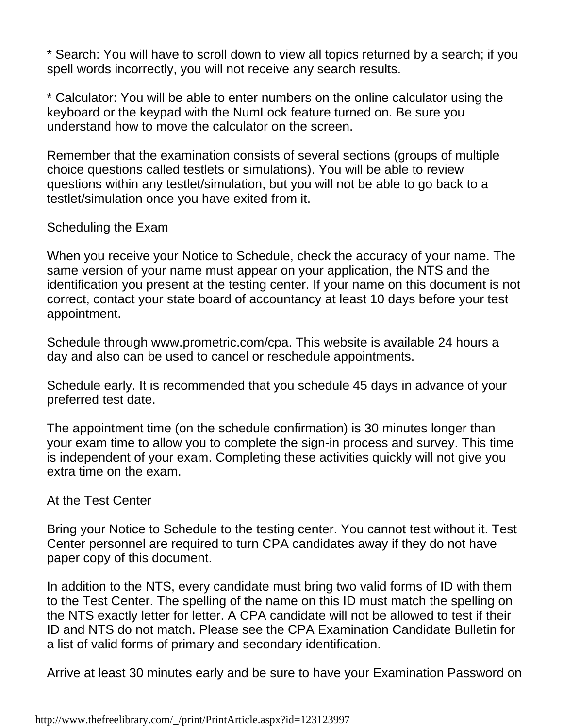* Search: You will have to scroll down to view all topics returned by a search; if you spell words incorrectly, you will not receive any search results.

* Calculator: You will be able to enter numbers on the online calculator using the keyboard or the keypad with the NumLock feature turned on. Be sure you understand how to move the calculator on the screen.

Remember that the examination consists of several sections (groups of multiple choice questions called testlets or simulations). You will be able to review questions within any testlet/simulation, but you will not be able to go back to a testlet/simulation once you have exited from it.

## Scheduling the Exam

When you receive your Notice to Schedule, check the accuracy of your name. The same version of your name must appear on your application, the NTS and the identification you present at the testing center. If your name on this document is not correct, contact your state board of accountancy at least 10 days before your test appointment.

Schedule through www.prometric.com/cpa. This website is available 24 hours a day and also can be used to cancel or reschedule appointments.

Schedule early. It is recommended that you schedule 45 days in advance of your preferred test date.

The appointment time (on the schedule confirmation) is 30 minutes longer than your exam time to allow you to complete the sign-in process and survey. This time is independent of your exam. Completing these activities quickly will not give you extra time on the exam.

## At the Test Center

Bring your Notice to Schedule to the testing center. You cannot test without it. Test Center personnel are required to turn CPA candidates away if they do not have paper copy of this document.

In addition to the NTS, every candidate must bring two valid forms of ID with them to the Test Center. The spelling of the name on this ID must match the spelling on the NTS exactly letter for letter. A CPA candidate will not be allowed to test if their ID and NTS do not match. Please see the CPA Examination Candidate Bulletin for a list of valid forms of primary and secondary identification.

Arrive at least 30 minutes early and be sure to have your Examination Password on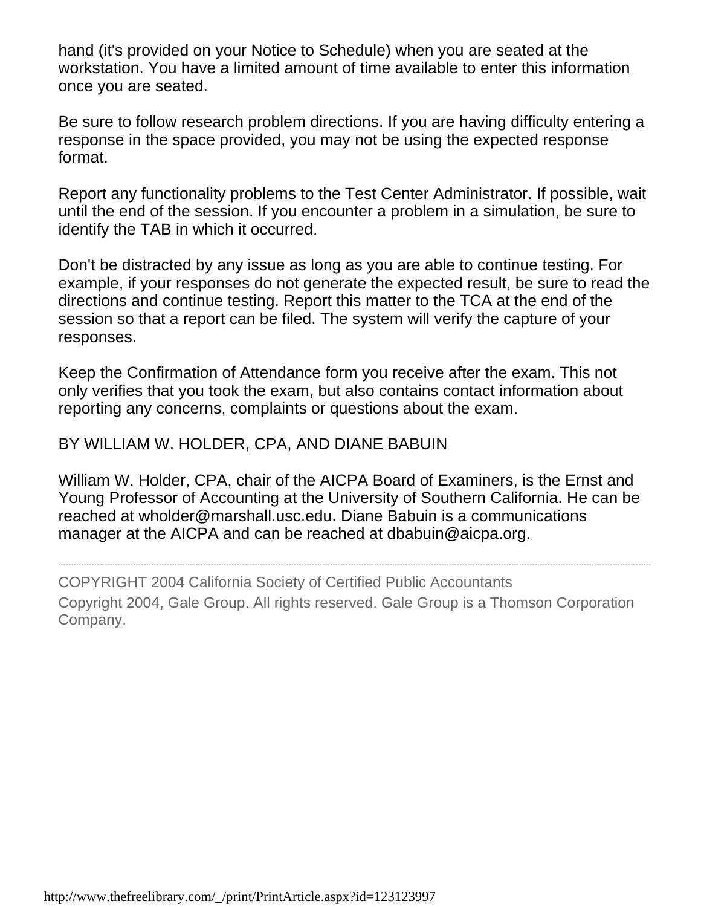hand (it's provided on your Notice to Schedule) when you are seated at the workstation. You have a limited amount of time available to enter this information once you are seated.

Be sure to follow research problem directions. If you are having difficulty entering a response in the space provided, you may not be using the expected response format.

Report any functionality problems to the Test Center Administrator. If possible, wait until the end of the session. If you encounter a problem in a simulation, be sure to identify the TAB in which it occurred.

Don't be distracted by any issue as long as you are able to continue testing. For example, if your responses do not generate the expected result, be sure to read the directions and continue testing. Report this matter to the TCA at the end of the session so that a report can be filed. The system will verify the capture of your responses.

Keep the Confirmation of Attendance form you receive after the exam. This not only verifies that you took the exam, but also contains contact information about reporting any concerns, complaints or questions about the exam.

BY WILLIAM W. HOLDER, CPA, AND DIANE BABUIN

William W. Holder, CPA, chair of the AICPA Board of Examiners, is the Ernst and Young Professor of Accounting at the University of Southern California. He can be reached at wholder@marshall.usc.edu. Diane Babuin is a communications manager at the AICPA and can be reached at dbabuin@aicpa.org.

---

COPYRIGHT 2004 California Society of Certified Public Accountants

Copyright 2004, Gale Group. All rights reserved. Gale Group is a Thomson Corporation Company.